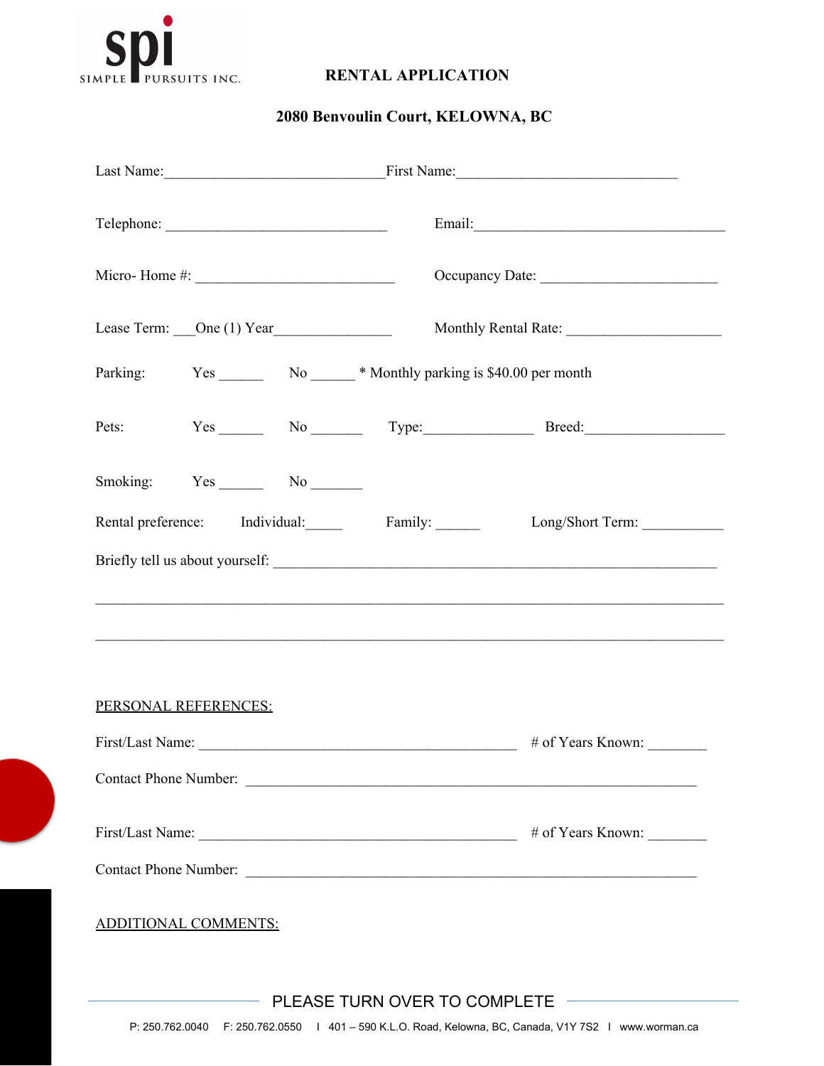spi SIMPLE PURSUITS INC.

# RENTAL APPLICATION

## 2080 Benvoulin Court, KELOWNA, BC

Last Name:_____________________________First Name:_____________________________

Telephone: _____________________________ Email:___________________________________

Micro- Home #: __________________________ Occupancy Date: _______________________

Lease Term: ___One (1) Year_______________ Monthly Rental Rate: ____________________

Parking: Yes ______ No ______ * Monthly parking is $40.00 per month

Pets: Yes ______ No _______ Type:______________ Breed:__________________

Smoking: Yes ______ No _______

Rental preference: Individual:_____ Family: ______ Long/Short Term: __________

Briefly tell us about yourself: __________________________________________________________

_________________________________________________________________________________

_________________________________________________________________________________

PERSONAL REFERENCES:

First/Last Name: __________________________________________ # of Years Known: ________

Contact Phone Number: ____________________________________________________________

First/Last Name: __________________________________________ # of Years Known: ________

Contact Phone Number: ____________________________________________________________

ADDITIONAL COMMENTS:

PLEASE TURN OVER TO COMPLETE

P: 250.762.0040 F: 250.762.0550 I 401 – 590 K.L.O. Road, Kelowna, BC, Canada, V1Y 7S2 I www.worman.ca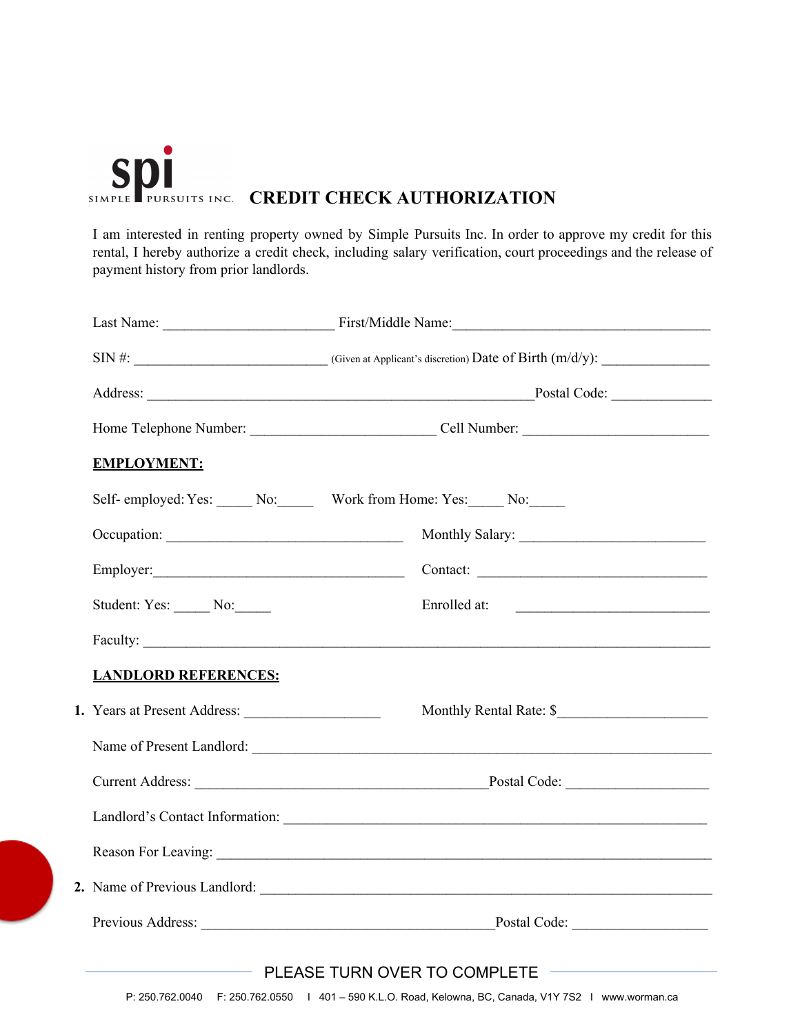spi SIMPLE PURSUITS INC.

# CREDIT CHECK AUTHORIZATION

I am interested in renting property owned by Simple Pursuits Inc. In order to approve my credit for this rental, I hereby authorize a credit check, including salary verification, court proceedings and the release of payment history from prior landlords.

Last Name: ______________________ First/Middle Name: ___________________________________

SIN #: _________________________ (Given at Applicant's discretion) Date of Birth (m/d/y): _____________

Address: ___________________________________________________ Postal Code: _____________

Home Telephone Number: _________________________ Cell Number: _________________________

**EMPLOYMENT:**

Self- employed: Yes: _____ No: _____ Work from Home: Yes: _____ No: _____

Occupation: _______________________________ Monthly Salary: _________________________

Employer: _________________________________ Contact: ______________________________

Student: Yes: _____ No: _____ Enrolled at: _________________________

Faculty: ___________________________________________________________________________

**LANDLORD REFERENCES:**

1. Years at Present Address: __________________ Monthly Rental Rate: $ ____________________

   Name of Present Landlord: ______________________________________________________________

   Current Address: ______________________________________ Postal Code: ___________________

   Landlord's Contact Information: _________________________________________________________

   Reason For Leaving: __________________________________________________________________

2. Name of Previous Landlord: ______________________________________________________________

   Previous Address: _____________________________________ Postal Code: ___________________

PLEASE TURN OVER TO COMPLETE

P: 250.762.0040 F: 250.762.0550 I 401 – 590 K.L.O. Road, Kelowna, BC, Canada, V1Y 7S2 I www.worman.ca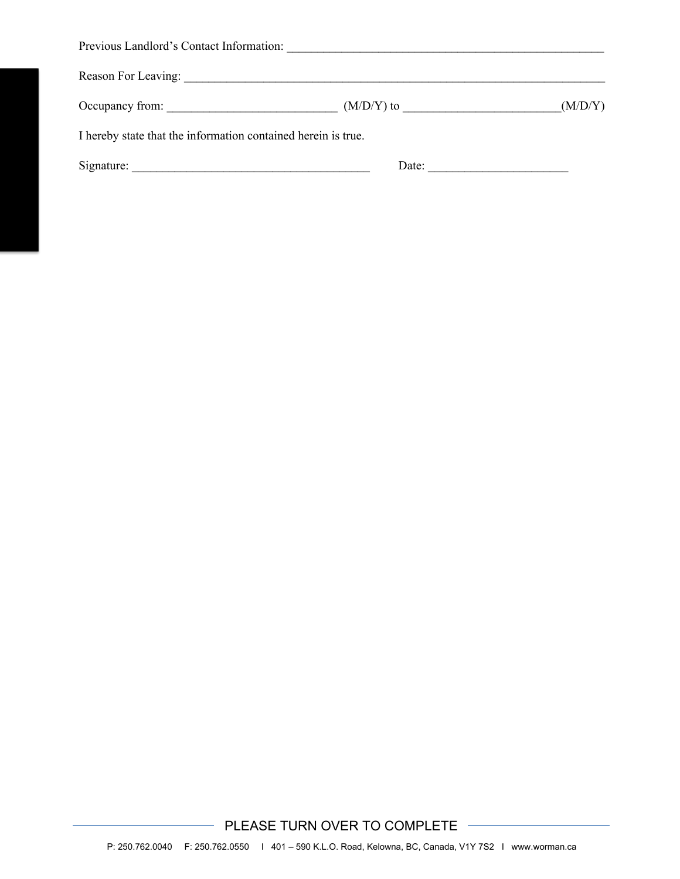Previous Landlord's Contact Information: ______________________________________________________

Reason For Leaving: ___________________________________________________________________________

Occupancy from: ____________________________ (M/D/Y) to __________________________(M/D/Y)

I hereby state that the information contained herein is true.

Signature: ________________________________________ Date: _______________________

PLEASE TURN OVER TO COMPLETE

P: 250.762.0040 F: 250.762.0550 I 401 – 590 K.L.O. Road, Kelowna, BC, Canada, V1Y 7S2 I www.worman.ca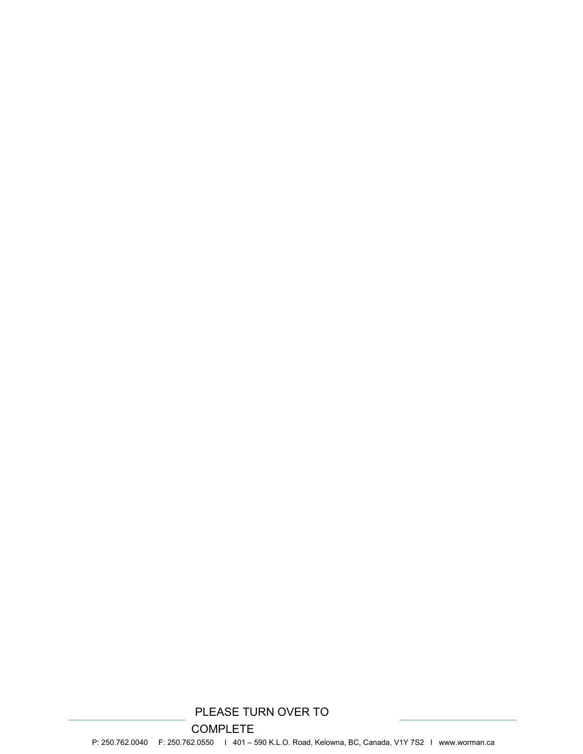PLEASE TURN OVER TO COMPLETE

P: 250.762.0040 F: 250.762.0550 I 401 – 590 K.L.O. Road, Kelowna, BC, Canada, V1Y 7S2 I www.worman.ca